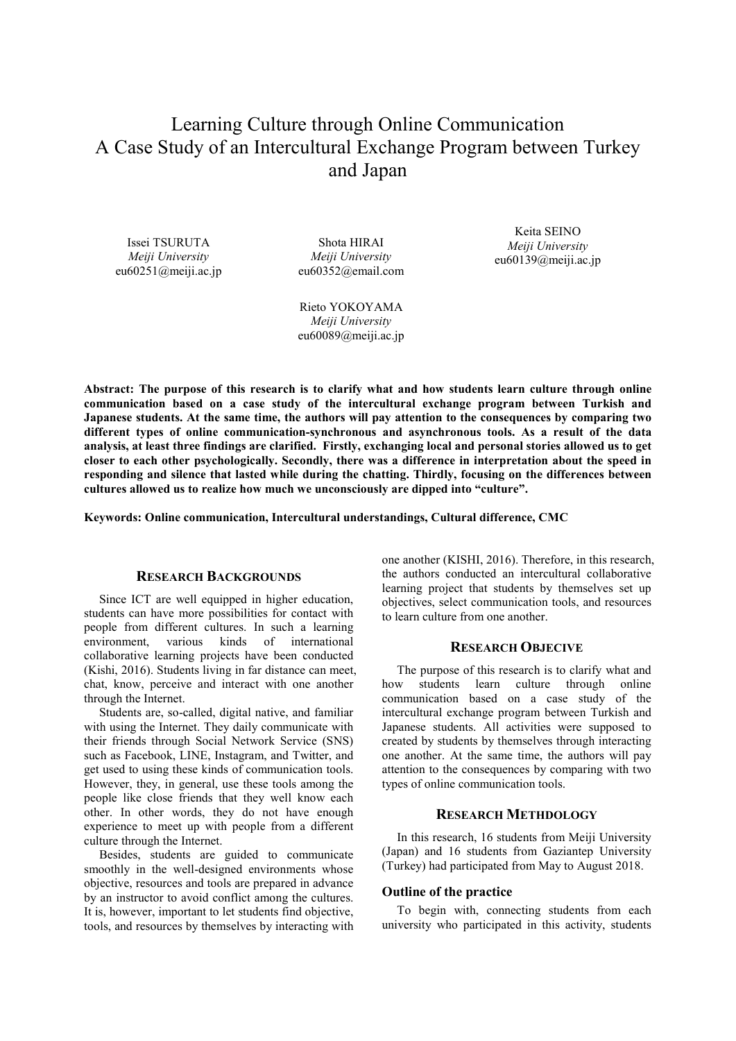# Learning Culture through Online Communication
# A Case Study of an Intercultural Exchange Program between Turkey and Japan

Issei TSURUTA
*Meiji University*
eu60251@meiji.ac.jp

Shota HIRAI
*Meiji University*
eu60352@email.com

Keita SEINO
*Meiji University*
eu60139@meiji.ac.jp

Rieto YOKOYAMA
*Meiji University*
eu60089@meiji.ac.jp

**Abstract: The purpose of this research is to clarify what and how students learn culture through online communication based on a case study of the intercultural exchange program between Turkish and Japanese students. At the same time, the authors will pay attention to the consequences by comparing two different types of online communication-synchronous and asynchronous tools. As a result of the data analysis, at least three findings are clarified. Firstly, exchanging local and personal stories allowed us to get closer to each other psychologically. Secondly, there was a difference in interpretation about the speed in responding and silence that lasted while during the chatting. Thirdly, focusing on the differences between cultures allowed us to realize how much we unconsciously are dipped into "culture".**

**Keywords: Online communication, Intercultural understandings, Cultural difference, CMC**

## RESEARCH BACKGROUNDS

Since ICT are well equipped in higher education, students can have more possibilities for contact with people from different cultures. In such a learning environment, various kinds of international collaborative learning projects have been conducted (Kishi, 2016). Students living in far distance can meet, chat, know, perceive and interact with one another through the Internet.

Students are, so-called, digital native, and familiar with using the Internet. They daily communicate with their friends through Social Network Service (SNS) such as Facebook, LINE, Instagram, and Twitter, and get used to using these kinds of communication tools. However, they, in general, use these tools among the people like close friends that they well know each other. In other words, they do not have enough experience to meet up with people from a different culture through the Internet.

Besides, students are guided to communicate smoothly in the well-designed environments whose objective, resources and tools are prepared in advance by an instructor to avoid conflict among the cultures. It is, however, important to let students find objective, tools, and resources by themselves by interacting with one another (KISHI, 2016). Therefore, in this research, the authors conducted an intercultural collaborative learning project that students by themselves set up objectives, select communication tools, and resources to learn culture from one another.

## RESEARCH OBJECIVE

The purpose of this research is to clarify what and how students learn culture through online communication based on a case study of the intercultural exchange program between Turkish and Japanese students. All activities were supposed to created by students by themselves through interacting one another. At the same time, the authors will pay attention to the consequences by comparing with two types of online communication tools.

## RESEARCH METHDOLOGY

In this research, 16 students from Meiji University (Japan) and 16 students from Gaziantep University (Turkey) had participated from May to August 2018.

### Outline of the practice

To begin with, connecting students from each university who participated in this activity, students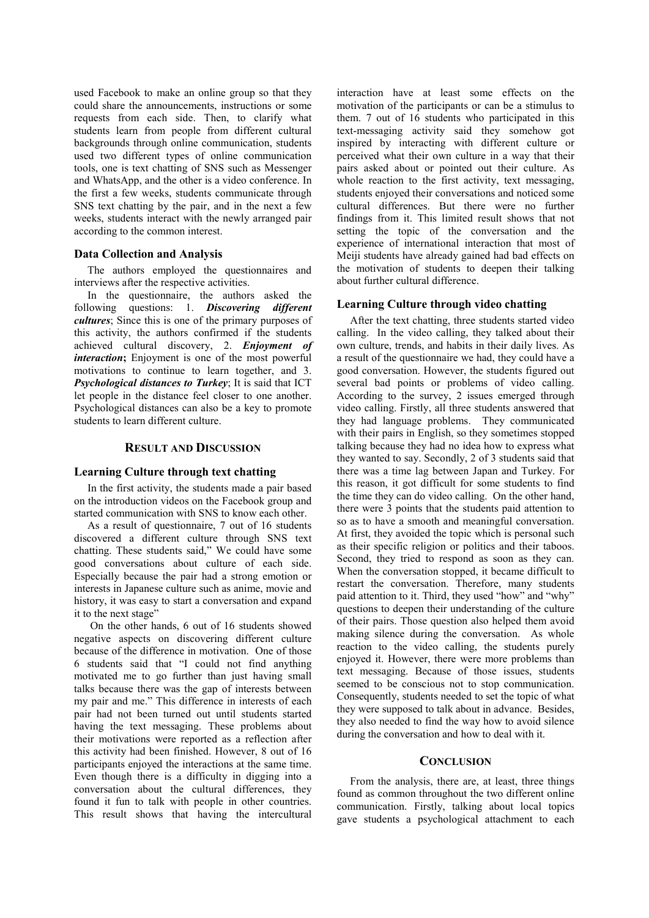used Facebook to make an online group so that they could share the announcements, instructions or some requests from each side. Then, to clarify what students learn from people from different cultural backgrounds through online communication, students used two different types of online communication tools, one is text chatting of SNS such as Messenger and WhatsApp, and the other is a video conference. In the first a few weeks, students communicate through SNS text chatting by the pair, and in the next a few weeks, students interact with the newly arranged pair according to the common interest.

### Data Collection and Analysis

The authors employed the questionnaires and interviews after the respective activities.

In the questionnaire, the authors asked the following questions: 1. ***Discovering different cultures***; Since this is one of the primary purposes of this activity, the authors confirmed if the students achieved cultural discovery, 2. ***Enjoyment of interaction*; **Enjoyment is one of the most powerful motivations to continue to learn together, and 3. ***Psychological distances to Turkey***; It is said that ICT let people in the distance feel closer to one another. Psychological distances can also be a key to promote students to learn different culture.

## RESULT AND DISCUSSION

### Learning Culture through text chatting

In the first activity, the students made a pair based on the introduction videos on the Facebook group and started communication with SNS to know each other.

As a result of questionnaire, 7 out of 16 students discovered a different culture through SNS text chatting. These students said," We could have some good conversations about culture of each side. Especially because the pair had a strong emotion or interests in Japanese culture such as anime, movie and history, it was easy to start a conversation and expand it to the next stage"

On the other hands, 6 out of 16 students showed negative aspects on discovering different culture because of the difference in motivation. One of those 6 students said that "I could not find anything motivated me to go further than just having small talks because there was the gap of interests between my pair and me." This difference in interests of each pair had not been turned out until students started having the text messaging. These problems about their motivations were reported as a reflection after this activity had been finished. However, 8 out of 16 participants enjoyed the interactions at the same time. Even though there is a difficulty in digging into a conversation about the cultural differences, they found it fun to talk with people in other countries. This result shows that having the intercultural interaction have at least some effects on the motivation of the participants or can be a stimulus to them. 7 out of 16 students who participated in this text-messaging activity said they somehow got inspired by interacting with different culture or perceived what their own culture in a way that their pairs asked about or pointed out their culture. As whole reaction to the first activity, text messaging, students enjoyed their conversations and noticed some cultural differences. But there were no further findings from it. This limited result shows that not setting the topic of the conversation and the experience of international interaction that most of Meiji students have already gained had bad effects on the motivation of students to deepen their talking about further cultural difference.

### Learning Culture through video chatting

After the text chatting, three students started video calling. In the video calling, they talked about their own culture, trends, and habits in their daily lives. As a result of the questionnaire we had, they could have a good conversation. However, the students figured out several bad points or problems of video calling. According to the survey, 2 issues emerged through video calling. Firstly, all three students answered that they had language problems. They communicated with their pairs in English, so they sometimes stopped talking because they had no idea how to express what they wanted to say. Secondly, 2 of 3 students said that there was a time lag between Japan and Turkey. For this reason, it got difficult for some students to find the time they can do video calling. On the other hand, there were 3 points that the students paid attention to so as to have a smooth and meaningful conversation. At first, they avoided the topic which is personal such as their specific religion or politics and their taboos. Second, they tried to respond as soon as they can. When the conversation stopped, it became difficult to restart the conversation. Therefore, many students paid attention to it. Third, they used "how" and "why" questions to deepen their understanding of the culture of their pairs. Those question also helped them avoid making silence during the conversation. As whole reaction to the video calling, the students purely enjoyed it. However, there were more problems than text messaging. Because of those issues, students seemed to be conscious not to stop communication. Consequently, students needed to set the topic of what they were supposed to talk about in advance. Besides, they also needed to find the way how to avoid silence during the conversation and how to deal with it.

## CONCLUSION

From the analysis, there are, at least, three things found as common throughout the two different online communication. Firstly, talking about local topics gave students a psychological attachment to each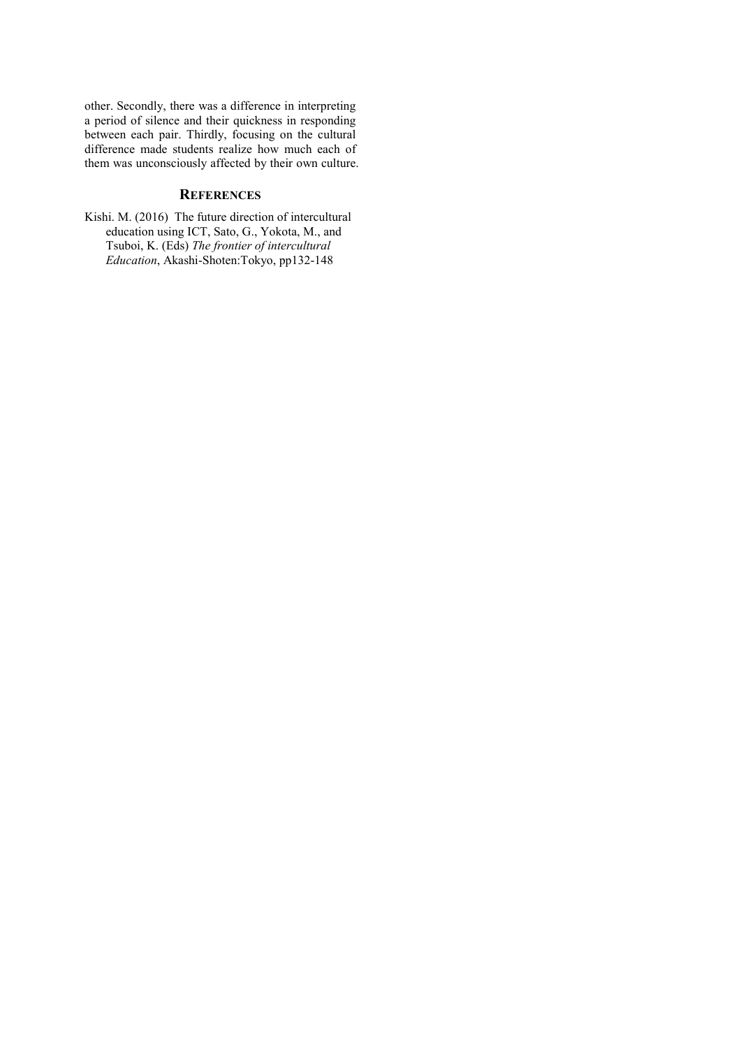other. Secondly, there was a difference in interpreting a period of silence and their quickness in responding between each pair. Thirdly, focusing on the cultural difference made students realize how much each of them was unconsciously affected by their own culture.

## REFERENCES

Kishi. M. (2016) The future direction of intercultural education using ICT, Sato, G., Yokota, M., and Tsuboi, K. (Eds) *The frontier of intercultural Education*, Akashi-Shoten:Tokyo, pp132-148